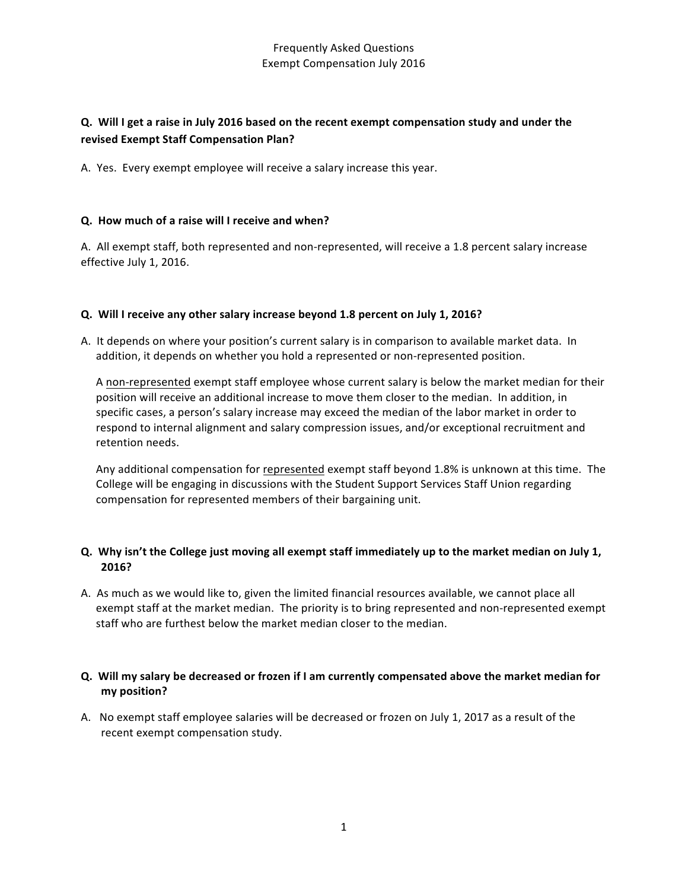# Frequently Asked Questions
## Exempt Compensation July 2016

**Q. Will I get a raise in July 2016 based on the recent exempt compensation study and under the revised Exempt Staff Compensation Plan?**

A. Yes. Every exempt employee will receive a salary increase this year.

**Q. How much of a raise will I receive and when?**

A. All exempt staff, both represented and non-represented, will receive a 1.8 percent salary increase effective July 1, 2016.

**Q. Will I receive any other salary increase beyond 1.8 percent on July 1, 2016?**

A. It depends on where your position's current salary is in comparison to available market data. In addition, it depends on whether you hold a represented or non-represented position.

A <u>non-represented</u> exempt staff employee whose current salary is below the market median for their position will receive an additional increase to move them closer to the median. In addition, in specific cases, a person's salary increase may exceed the median of the labor market in order to respond to internal alignment and salary compression issues, and/or exceptional recruitment and retention needs.

Any additional compensation for <u>represented</u> exempt staff beyond 1.8% is unknown at this time. The College will be engaging in discussions with the Student Support Services Staff Union regarding compensation for represented members of their bargaining unit.

**Q. Why isn't the College just moving all exempt staff immediately up to the market median on July 1, 2016?**

A. As much as we would like to, given the limited financial resources available, we cannot place all exempt staff at the market median. The priority is to bring represented and non-represented exempt staff who are furthest below the market median closer to the median.

**Q. Will my salary be decreased or frozen if I am currently compensated above the market median for my position?**

A. No exempt staff employee salaries will be decreased or frozen on July 1, 2017 as a result of the recent exempt compensation study.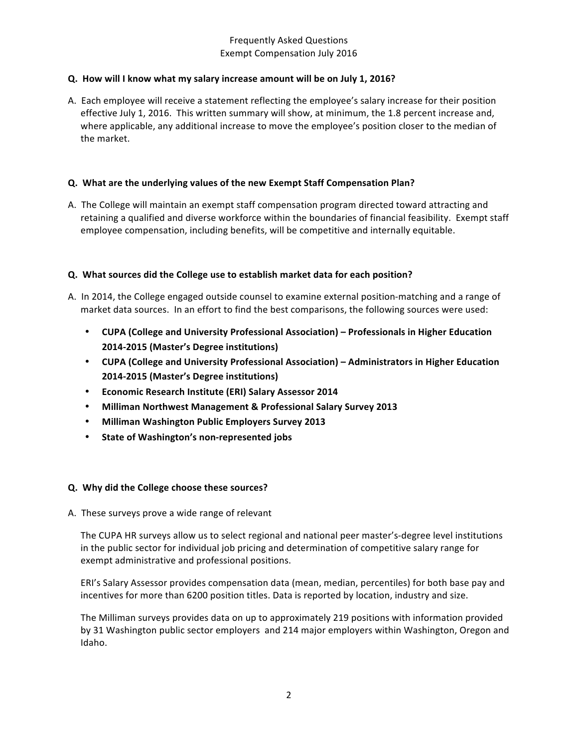Frequently Asked Questions
Exempt Compensation July 2016

**Q. How will I know what my salary increase amount will be on July 1, 2016?**

A. Each employee will receive a statement reflecting the employee's salary increase for their position effective July 1, 2016. This written summary will show, at minimum, the 1.8 percent increase and, where applicable, any additional increase to move the employee's position closer to the median of the market.

**Q. What are the underlying values of the new Exempt Staff Compensation Plan?**

A. The College will maintain an exempt staff compensation program directed toward attracting and retaining a qualified and diverse workforce within the boundaries of financial feasibility. Exempt staff employee compensation, including benefits, will be competitive and internally equitable.

**Q. What sources did the College use to establish market data for each position?**

A. In 2014, the College engaged outside counsel to examine external position-matching and a range of market data sources. In an effort to find the best comparisons, the following sources were used:

- **CUPA (College and University Professional Association) – Professionals in Higher Education 2014-2015 (Master's Degree institutions)**
- **CUPA (College and University Professional Association) – Administrators in Higher Education 2014-2015 (Master's Degree institutions)**
- **Economic Research Institute (ERI) Salary Assessor 2014**
- **Milliman Northwest Management & Professional Salary Survey 2013**
- **Milliman Washington Public Employers Survey 2013**
- **State of Washington's non-represented jobs**

**Q. Why did the College choose these sources?**

A. These surveys prove a wide range of relevant

The CUPA HR surveys allow us to select regional and national peer master's-degree level institutions in the public sector for individual job pricing and determination of competitive salary range for exempt administrative and professional positions.

ERI's Salary Assessor provides compensation data (mean, median, percentiles) for both base pay and incentives for more than 6200 position titles. Data is reported by location, industry and size.

The Milliman surveys provides data on up to approximately 219 positions with information provided by 31 Washington public sector employers and 214 major employers within Washington, Oregon and Idaho.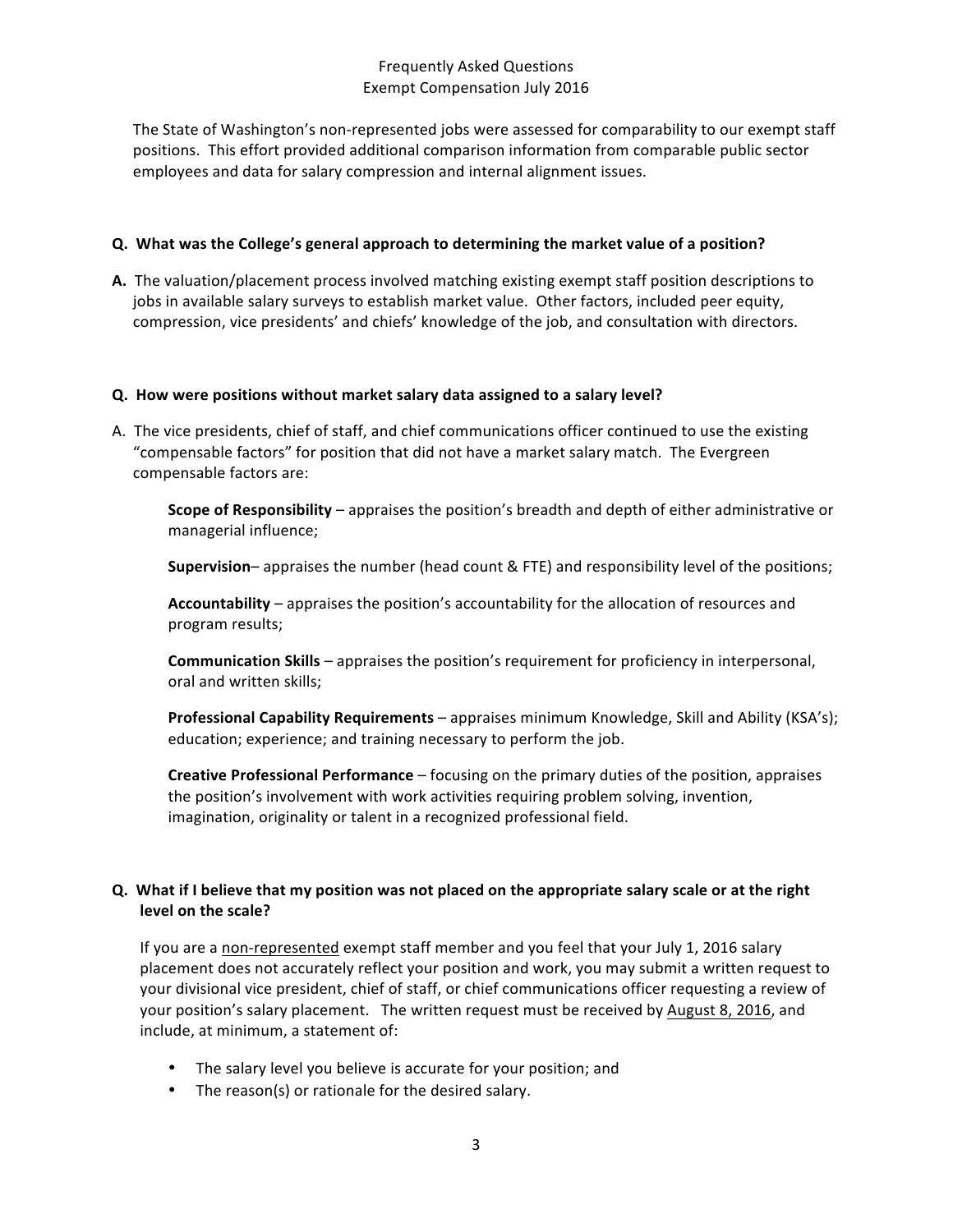The State of Washington's non-represented jobs were assessed for comparability to our exempt staff positions. This effort provided additional comparison information from comparable public sector employees and data for salary compression and internal alignment issues.

**Q. What was the College's general approach to determining the market value of a position?**

**A.** The valuation/placement process involved matching existing exempt staff position descriptions to jobs in available salary surveys to establish market value. Other factors, included peer equity, compression, vice presidents' and chiefs' knowledge of the job, and consultation with directors.

**Q. How were positions without market salary data assigned to a salary level?**

A. The vice presidents, chief of staff, and chief communications officer continued to use the existing "compensable factors" for position that did not have a market salary match. The Evergreen compensable factors are:

**Scope of Responsibility** – appraises the position's breadth and depth of either administrative or managerial influence;

**Supervision**– appraises the number (head count & FTE) and responsibility level of the positions;

**Accountability** – appraises the position's accountability for the allocation of resources and program results;

**Communication Skills** – appraises the position's requirement for proficiency in interpersonal, oral and written skills;

**Professional Capability Requirements** – appraises minimum Knowledge, Skill and Ability (KSA's); education; experience; and training necessary to perform the job.

**Creative Professional Performance** – focusing on the primary duties of the position, appraises the position's involvement with work activities requiring problem solving, invention, imagination, originality or talent in a recognized professional field.

**Q. What if I believe that my position was not placed on the appropriate salary scale or at the right level on the scale?**

If you are a <u>non-represented</u> exempt staff member and you feel that your July 1, 2016 salary placement does not accurately reflect your position and work, you may submit a written request to your divisional vice president, chief of staff, or chief communications officer requesting a review of your position's salary placement. The written request must be received by <u>August 8, 2016</u>, and include, at minimum, a statement of:

- The salary level you believe is accurate for your position; and
- The reason(s) or rationale for the desired salary.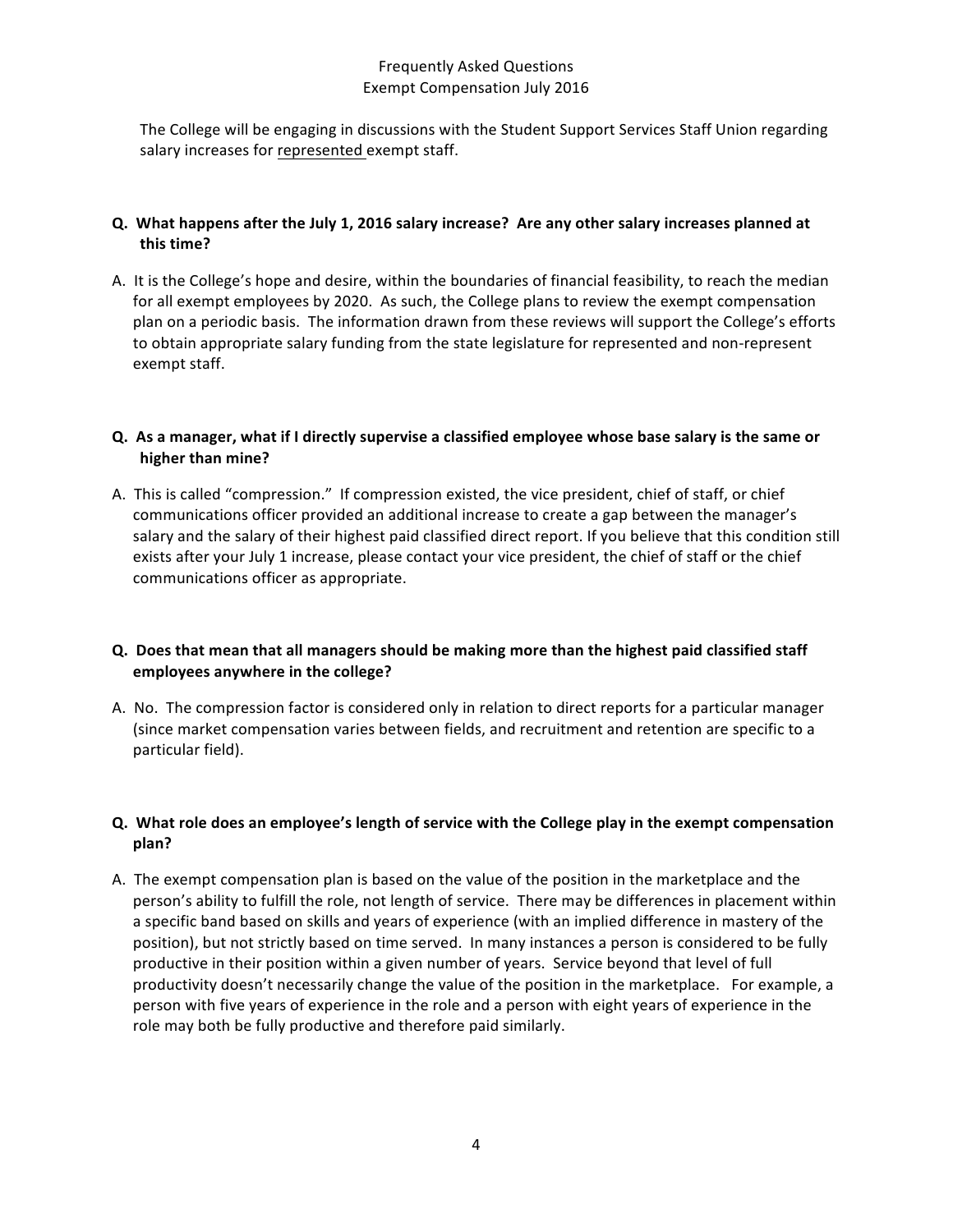The College will be engaging in discussions with the Student Support Services Staff Union regarding salary increases for <u>represented</u> exempt staff.

**Q. What happens after the July 1, 2016 salary increase? Are any other salary increases planned at this time?**

A. It is the College's hope and desire, within the boundaries of financial feasibility, to reach the median for all exempt employees by 2020. As such, the College plans to review the exempt compensation plan on a periodic basis. The information drawn from these reviews will support the College's efforts to obtain appropriate salary funding from the state legislature for represented and non-represent exempt staff.

**Q. As a manager, what if I directly supervise a classified employee whose base salary is the same or higher than mine?**

A. This is called "compression." If compression existed, the vice president, chief of staff, or chief communications officer provided an additional increase to create a gap between the manager's salary and the salary of their highest paid classified direct report. If you believe that this condition still exists after your July 1 increase, please contact your vice president, the chief of staff or the chief communications officer as appropriate.

**Q. Does that mean that all managers should be making more than the highest paid classified staff employees anywhere in the college?**

A. No. The compression factor is considered only in relation to direct reports for a particular manager (since market compensation varies between fields, and recruitment and retention are specific to a particular field).

**Q. What role does an employee's length of service with the College play in the exempt compensation plan?**

A. The exempt compensation plan is based on the value of the position in the marketplace and the person's ability to fulfill the role, not length of service. There may be differences in placement within a specific band based on skills and years of experience (with an implied difference in mastery of the position), but not strictly based on time served. In many instances a person is considered to be fully productive in their position within a given number of years. Service beyond that level of full productivity doesn't necessarily change the value of the position in the marketplace. For example, a person with five years of experience in the role and a person with eight years of experience in the role may both be fully productive and therefore paid similarly.